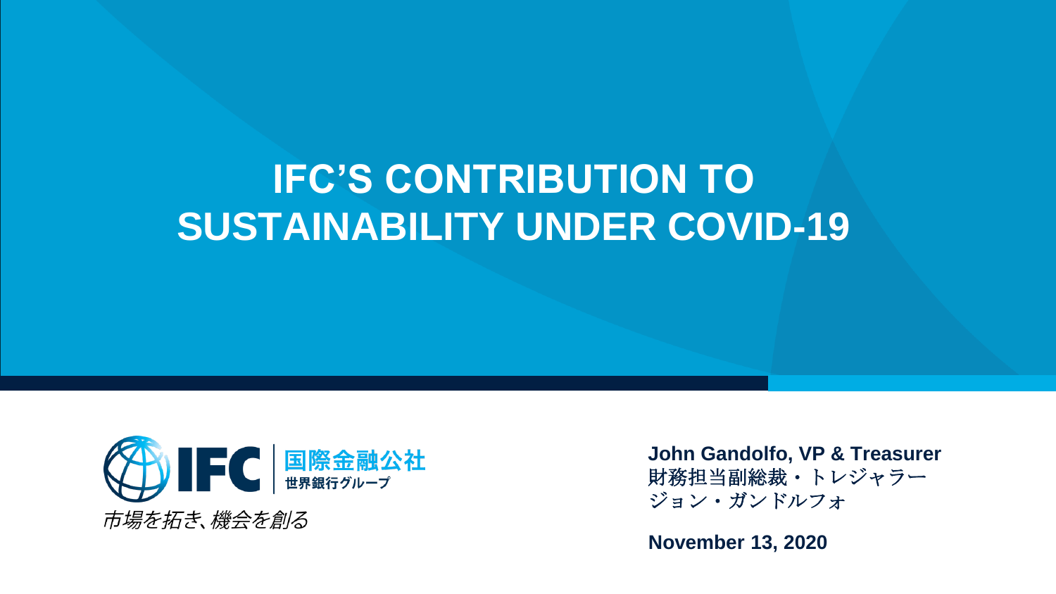# IFC'S CONTRIBUTION TO SUSTAINABILITY UNDER COVID-19

IFC | 国際金融公社
世界銀行グループ

市場を拓き、機会を創る

**John Gandolfo, VP & Treasurer**
財務担当副総裁・トレジャラー
ジョン・ガンドルフォ

**November 13, 2020**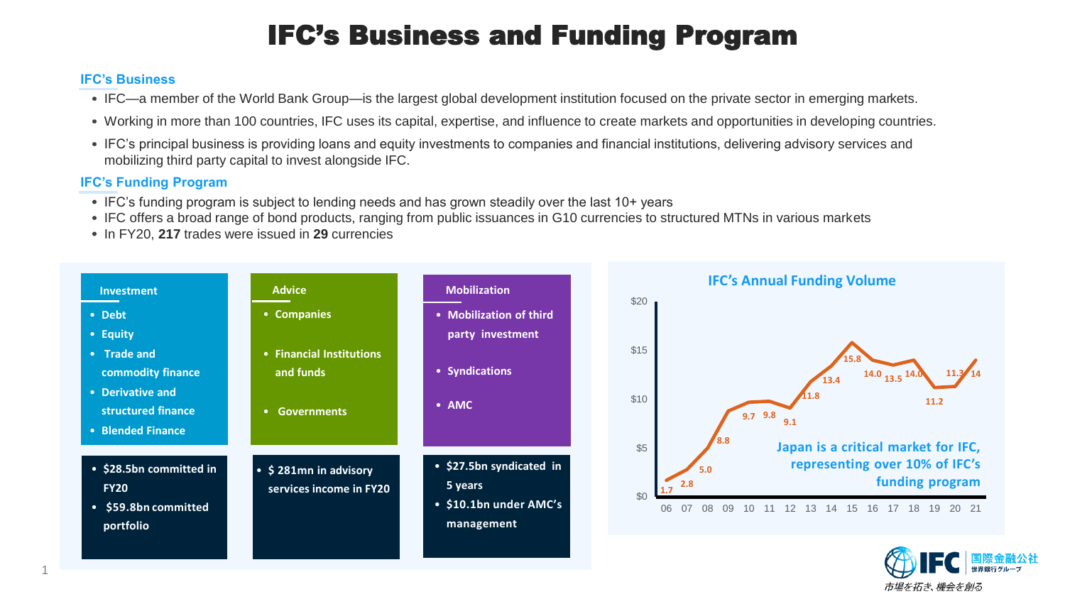# IFC's Business and Funding Program

## IFC's Business

- IFC—a member of the World Bank Group—is the largest global development institution focused on the private sector in emerging markets.
- Working in more than 100 countries, IFC uses its capital, expertise, and influence to create markets and opportunities in developing countries.
- IFC's principal business is providing loans and equity investments to companies and financial institutions, delivering advisory services and mobilizing third party capital to invest alongside IFC.

## IFC's Funding Program

- IFC's funding program is subject to lending needs and has grown steadily over the last 10+ years
- IFC offers a broad range of bond products, ranging from public issuances in G10 currencies to structured MTNs in various markets
- In FY20, **217** trades were issued in **29** currencies

### Investment

- Debt
- Equity
- Trade and commodity finance
- Derivative and structured finance
- Blended Finance

- $28.5bn committed in FY20
- $59.8bn committed portfolio

### Advice

- Companies
- Financial Institutions and funds
- Governments

- $ 281mn in advisory services income in FY20

### Mobilization

- Mobilization of third party investment
- Syndications
- AMC

- $27.5bn syndicated in 5 years
- $10.1bn under AMC's management

### IFC's Annual Funding Volume

| Year | 06 | 07 | 08 | 09 | 10 | 11 | 12 | 13 | 14 | 15 | 16 | 17 | 18 | 19 | 20 | 21 |
|---|---|---|---|---|---|---|---|---|---|---|---|---|---|---|---|---|
| Volume ($bn) | 1.7 | 2.8 | 5.0 | 8.8 | 9.7 | 9.8 | 9.1 | 11.8 | 13.4 | 15.8 | 14.0 | 13.5 | 14.0 | 11.2 | 11.3 | 14 |

Japan is a critical market for IFC, representing over 10% of IFC's funding program

国際金融公社 世界銀行グループ

市場を拓き、機会を創る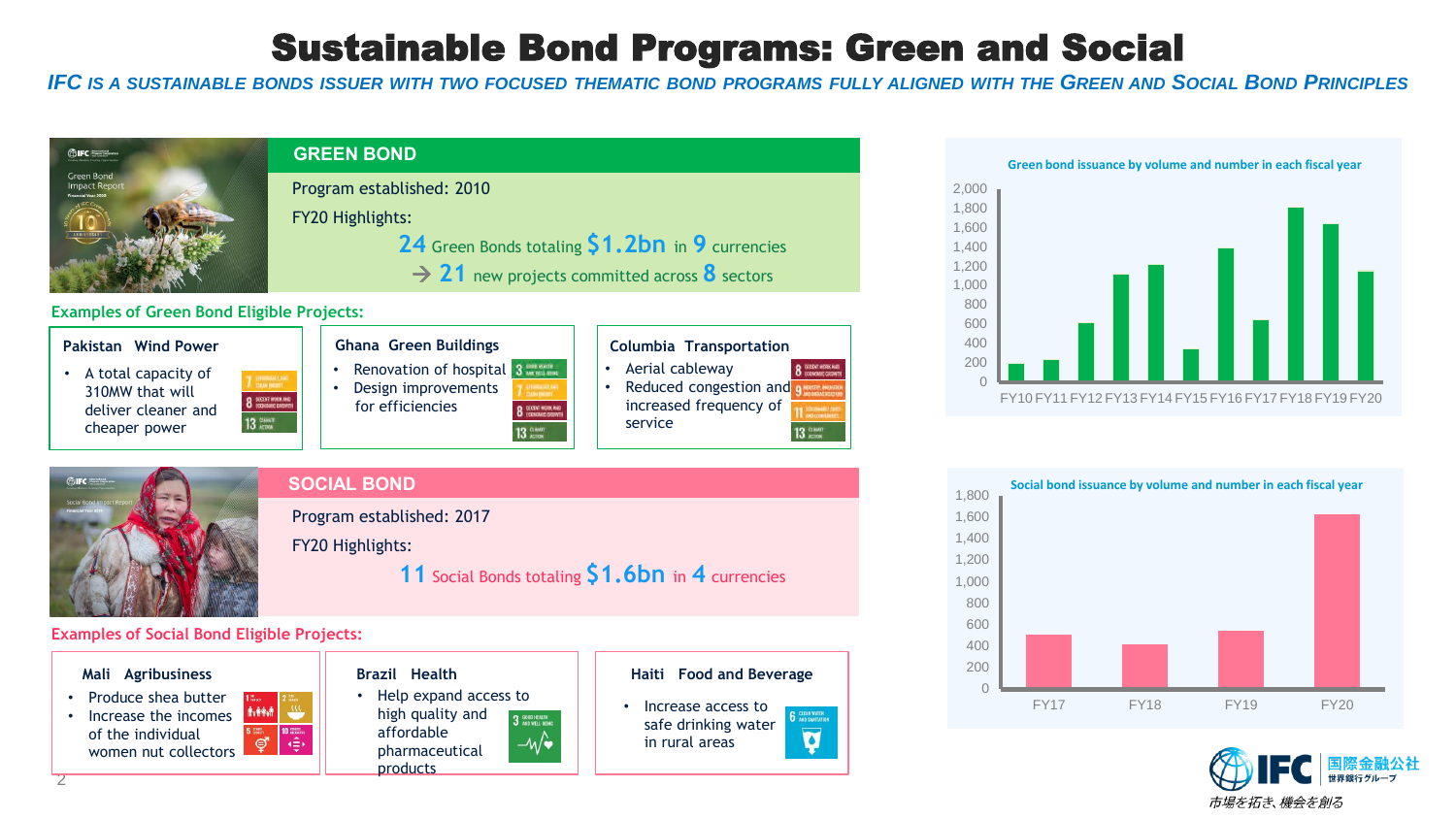# Sustainable Bond Programs: Green and Social

*IFC IS A SUSTAINABLE BONDS ISSUER WITH TWO FOCUSED THEMATIC BOND PROGRAMS FULLY ALIGNED WITH THE GREEN AND SOCIAL BOND PRINCIPLES*

## GREEN BOND

Program established: 2010

FY20 Highlights:

**24** Green Bonds totaling **$1.2bn** in **9** currencies

→ **21** new projects committed across **8** sectors

### Examples of Green Bond Eligible Projects:

**Pakistan Wind Power**

- A total capacity of 310MW that will deliver cleaner and cheaper power

**Ghana Green Buildings**

- Renovation of hospital
- Design improvements for efficiencies

**Columbia Transportation**

- Aerial cableway
- Reduced congestion and increased frequency of service

**Green bond issuance by volume and number in each fiscal year**

(Chart y-axis: 0–2,000; x-axis: FY10, FY11, FY12, FY13, FY14, FY15, FY16, FY17, FY18, FY19, FY20)

## SOCIAL BOND

Program established: 2017

FY20 Highlights:

**11** Social Bonds totaling **$1.6bn** in **4** currencies

### Examples of Social Bond Eligible Projects:

**Mali Agribusiness**

- Produce shea butter
- Increase the incomes of the individual women nut collectors

**Brazil Health**

- Help expand access to high quality and affordable pharmaceutical products

**Haiti Food and Beverage**

- Increase access to safe drinking water in rural areas

**Social bond issuance by volume and number in each fiscal year**

(Chart y-axis: 0–1,800; x-axis: FY17, FY18, FY19, FY20)

IFC 国際金融公社 世界銀行グループ

市場を拓き、機会を創る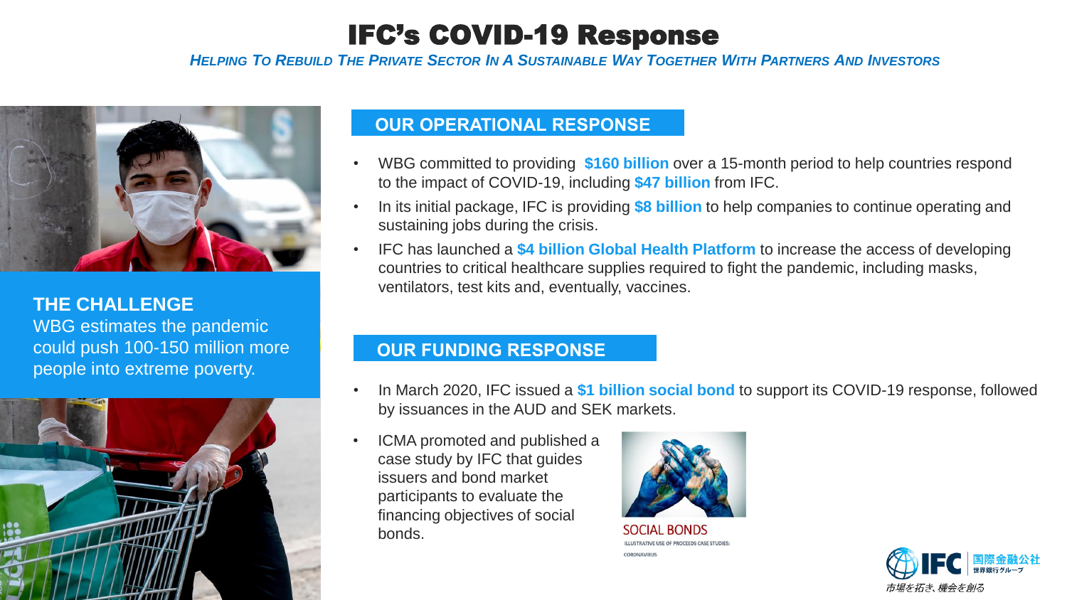# IFC's COVID-19 Response

*Helping To Rebuild The Private Sector In A Sustainable Way Together With Partners And Investors*

**THE CHALLENGE**

WBG estimates the pandemic could push 100-150 million more people into extreme poverty.

## OUR OPERATIONAL RESPONSE

- WBG committed to providing **$160 billion** over a 15-month period to help countries respond to the impact of COVID-19, including **$47 billion** from IFC.
- In its initial package, IFC is providing **$8 billion** to help companies to continue operating and sustaining jobs during the crisis.
- IFC has launched a **$4 billion Global Health Platform** to increase the access of developing countries to critical healthcare supplies required to fight the pandemic, including masks, ventilators, test kits and, eventually, vaccines.

## OUR FUNDING RESPONSE

- In March 2020, IFC issued a **$1 billion social bond** to support its COVID-19 response, followed by issuances in the AUD and SEK markets.
- ICMA promoted and published a case study by IFC that guides issuers and bond market participants to evaluate the financing objectives of social bonds.

SOCIAL BONDS

ILLUSTRATIVE USE OF PROCEEDS CASE STUDIES: CORONAVIRUS

IFC 国際金融公社 世界銀行グループ

市場を拓き、機会を創る